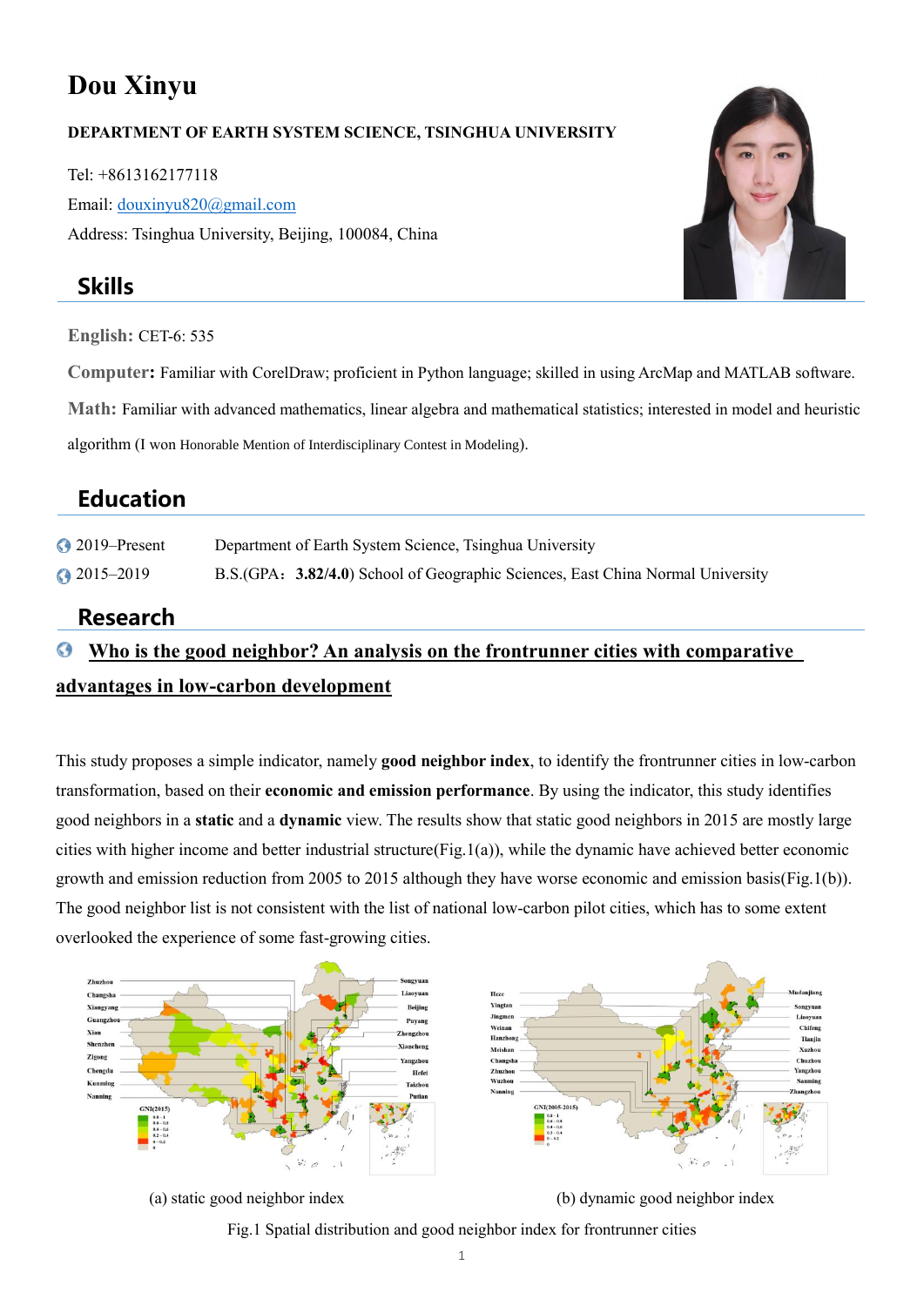# Dou Xinyu

**DEPARTMENT OF EARTH SYSTEM SCIENCE, TSINGHUA UNIVERSITY**

Tel: +8613162177118

Email: douxinyu820@gmail.com

Address: Tsinghua University, Beijing, 100084, China

## Skills

**English:** CET-6: 535

**Computer:** Familiar with CorelDraw; proficient in Python language; skilled in using ArcMap and MATLAB software.

**Math:** Familiar with advanced mathematics, linear algebra and mathematical statistics; interested in model and heuristic algorithm (I won Honorable Mention of Interdisciplinary Contest in Modeling).

## Education

- 2019–Present Department of Earth System Science, Tsinghua University
- 2015–2019 B.S.(GPA：**3.82/4.0**) School of Geographic Sciences, East China Normal University

## Research

### Who is the good neighbor? An analysis on the frontrunner cities with comparative advantages in low-carbon development

This study proposes a simple indicator, namely **good neighbor index**, to identify the frontrunner cities in low-carbon transformation, based on their **economic and emission performance**. By using the indicator, this study identifies good neighbors in a **static** and a **dynamic** view. The results show that static good neighbors in 2015 are mostly large cities with higher income and better industrial structure(Fig.1(a)), while the dynamic have achieved better economic growth and emission reduction from 2005 to 2015 although they have worse economic and emission basis(Fig.1(b)). The good neighbor list is not consistent with the list of national low-carbon pilot cities, which has to some extent overlooked the experience of some fast-growing cities.

(a) static good neighbor index

(b) dynamic good neighbor index

Fig.1 Spatial distribution and good neighbor index for frontrunner cities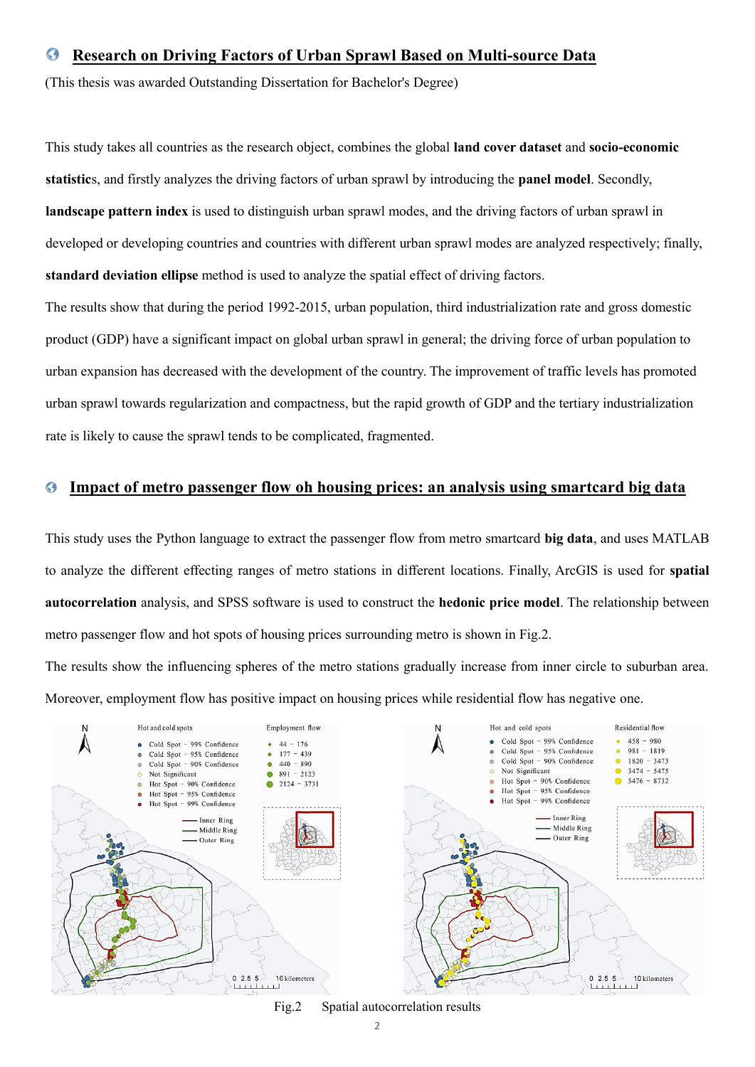## Research on Driving Factors of Urban Sprawl Based on Multi-source Data

(This thesis was awarded Outstanding Dissertation for Bachelor's Degree)

This study takes all countries as the research object, combines the global **land cover dataset** and **socio-economic statistic**s, and firstly analyzes the driving factors of urban sprawl by introducing the **panel model**. Secondly, **landscape pattern index** is used to distinguish urban sprawl modes, and the driving factors of urban sprawl in developed or developing countries and countries with different urban sprawl modes are analyzed respectively; finally, **standard deviation ellipse** method is used to analyze the spatial effect of driving factors.

The results show that during the period 1992-2015, urban population, third industrialization rate and gross domestic product (GDP) have a significant impact on global urban sprawl in general; the driving force of urban population to urban expansion has decreased with the development of the country. The improvement of traffic levels has promoted urban sprawl towards regularization and compactness, but the rapid growth of GDP and the tertiary industrialization rate is likely to cause the sprawl tends to be complicated, fragmented.

## Impact of metro passenger flow oh housing prices: an analysis using smartcard big data

This study uses the Python language to extract the passenger flow from metro smartcard **big data**, and uses MATLAB to analyze the different effecting ranges of metro stations in different locations. Finally, ArcGIS is used for **spatial autocorrelation** analysis, and SPSS software is used to construct the **hedonic price model**. The relationship between metro passenger flow and hot spots of housing prices surrounding metro is shown in Fig.2.

The results show the influencing spheres of the metro stations gradually increase from inner circle to suburban area. Moreover, employment flow has positive impact on housing prices while residential flow has negative one.

Fig.2 Spatial autocorrelation results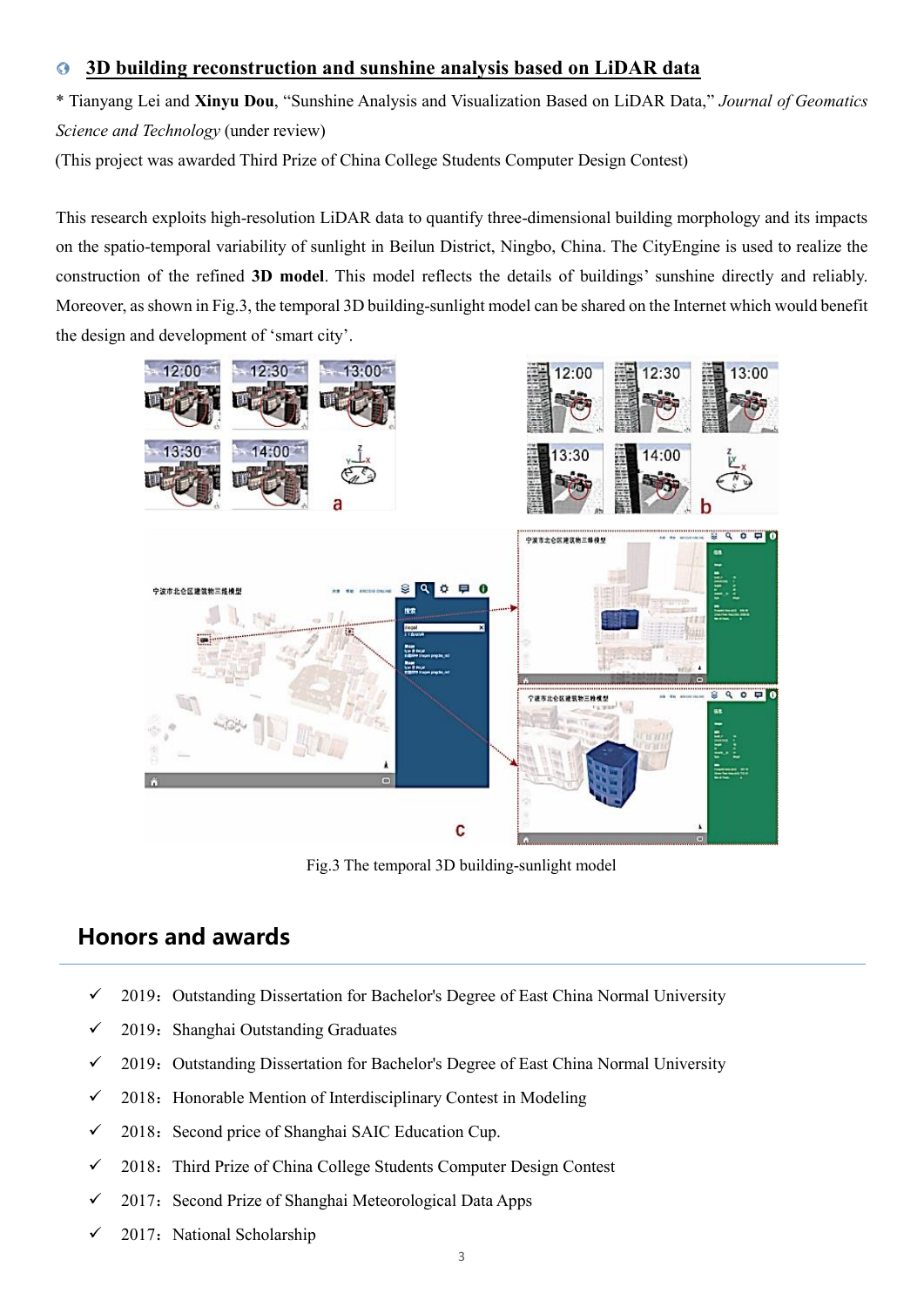### 3D building reconstruction and sunshine analysis based on LiDAR data

\* Tianyang Lei and **Xinyu Dou**, "Sunshine Analysis and Visualization Based on LiDAR Data," *Journal of Geomatics Science and Technology* (under review)

(This project was awarded Third Prize of China College Students Computer Design Contest)

This research exploits high-resolution LiDAR data to quantify three-dimensional building morphology and its impacts on the spatio-temporal variability of sunlight in Beilun District, Ningbo, China. The CityEngine is used to realize the construction of the refined **3D model**. This model reflects the details of buildings' sunshine directly and reliably. Moreover, as shown in Fig.3, the temporal 3D building-sunlight model can be shared on the Internet which would benefit the design and development of 'smart city'.

Fig.3 The temporal 3D building-sunlight model

## Honors and awards

- ✓ 2019：Outstanding Dissertation for Bachelor's Degree of East China Normal University
- ✓ 2019：Shanghai Outstanding Graduates
- ✓ 2019：Outstanding Dissertation for Bachelor's Degree of East China Normal University
- ✓ 2018：Honorable Mention of Interdisciplinary Contest in Modeling
- ✓ 2018：Second price of Shanghai SAIC Education Cup.
- ✓ 2018：Third Prize of China College Students Computer Design Contest
- ✓ 2017：Second Prize of Shanghai Meteorological Data Apps
- ✓ 2017：National Scholarship